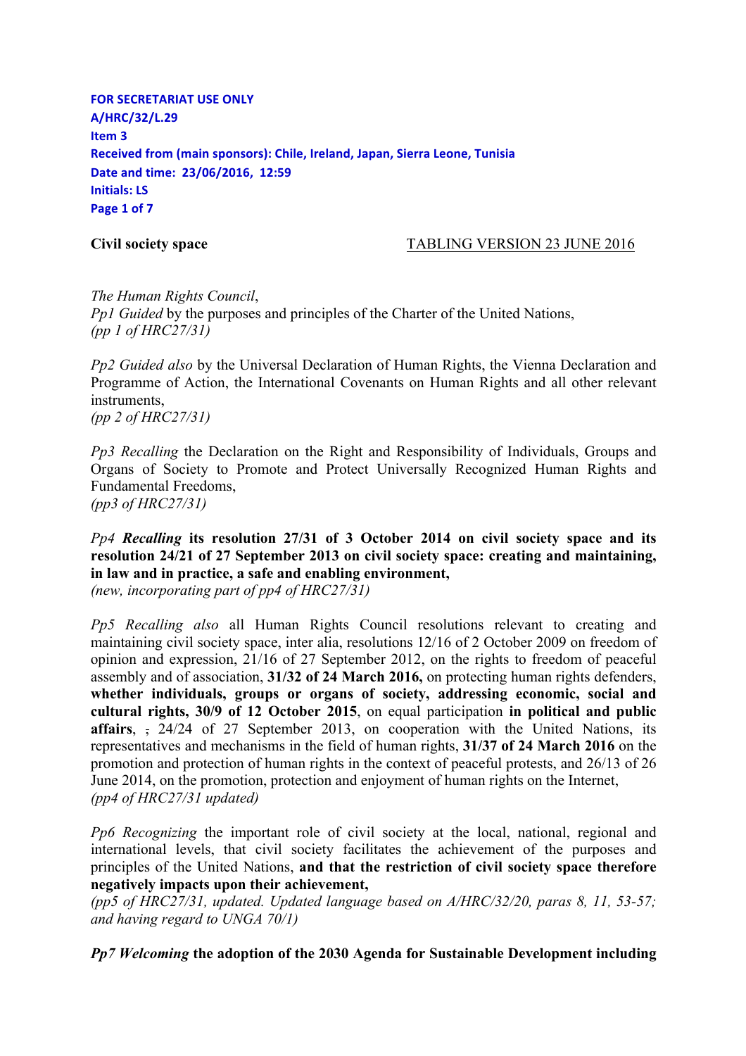**FOR SECRETARIAT USE ONLY**
**A/HRC/32/L.29**
**Item 3**
**Received from (main sponsors): Chile, Ireland, Japan, Sierra Leone, Tunisia**
**Date and time: 23/06/2016, 12:59**
**Initials: LS**
**Page 1 of 7**

**Civil society space** TABLING VERSION 23 JUNE 2016

*The Human Rights Council*,

*Pp1 Guided* by the purposes and principles of the Charter of the United Nations,
*(pp 1 of HRC27/31)*

*Pp2 Guided also* by the Universal Declaration of Human Rights, the Vienna Declaration and Programme of Action, the International Covenants on Human Rights and all other relevant instruments,
*(pp 2 of HRC27/31)*

*Pp3 Recalling* the Declaration on the Right and Responsibility of Individuals, Groups and Organs of Society to Promote and Protect Universally Recognized Human Rights and Fundamental Freedoms,
*(pp3 of HRC27/31)*

*Pp4* ***Recalling*** **its resolution 27/31 of 3 October 2014 on civil society space and its resolution 24/21 of 27 September 2013 on civil society space: creating and maintaining, in law and in practice, a safe and enabling environment,**
*(new, incorporating part of pp4 of HRC27/31)*

*Pp5 Recalling also* all Human Rights Council resolutions relevant to creating and maintaining civil society space, inter alia, resolutions 12/16 of 2 October 2009 on freedom of opinion and expression, 21/16 of 27 September 2012, on the rights to freedom of peaceful assembly and of association, **31/32 of 24 March 2016,** on protecting human rights defenders, **whether individuals, groups or organs of society, addressing economic, social and cultural rights, 30/9 of 12 October 2015**, on equal participation **in political and public affairs**, ~~,~~ 24/24 of 27 September 2013, on cooperation with the United Nations, its representatives and mechanisms in the field of human rights, **31/37 of 24 March 2016** on the promotion and protection of human rights in the context of peaceful protests, and 26/13 of 26 June 2014, on the promotion, protection and enjoyment of human rights on the Internet,
*(pp4 of HRC27/31 updated)*

*Pp6 Recognizing* the important role of civil society at the local, national, regional and international levels, that civil society facilitates the achievement of the purposes and principles of the United Nations, **and that the restriction of civil society space therefore negatively impacts upon their achievement,**
*(pp5 of HRC27/31, updated. Updated language based on A/HRC/32/20, paras 8, 11, 53-57; and having regard to UNGA 70/1)*

***Pp7 Welcoming*** **the adoption of the 2030 Agenda for Sustainable Development including**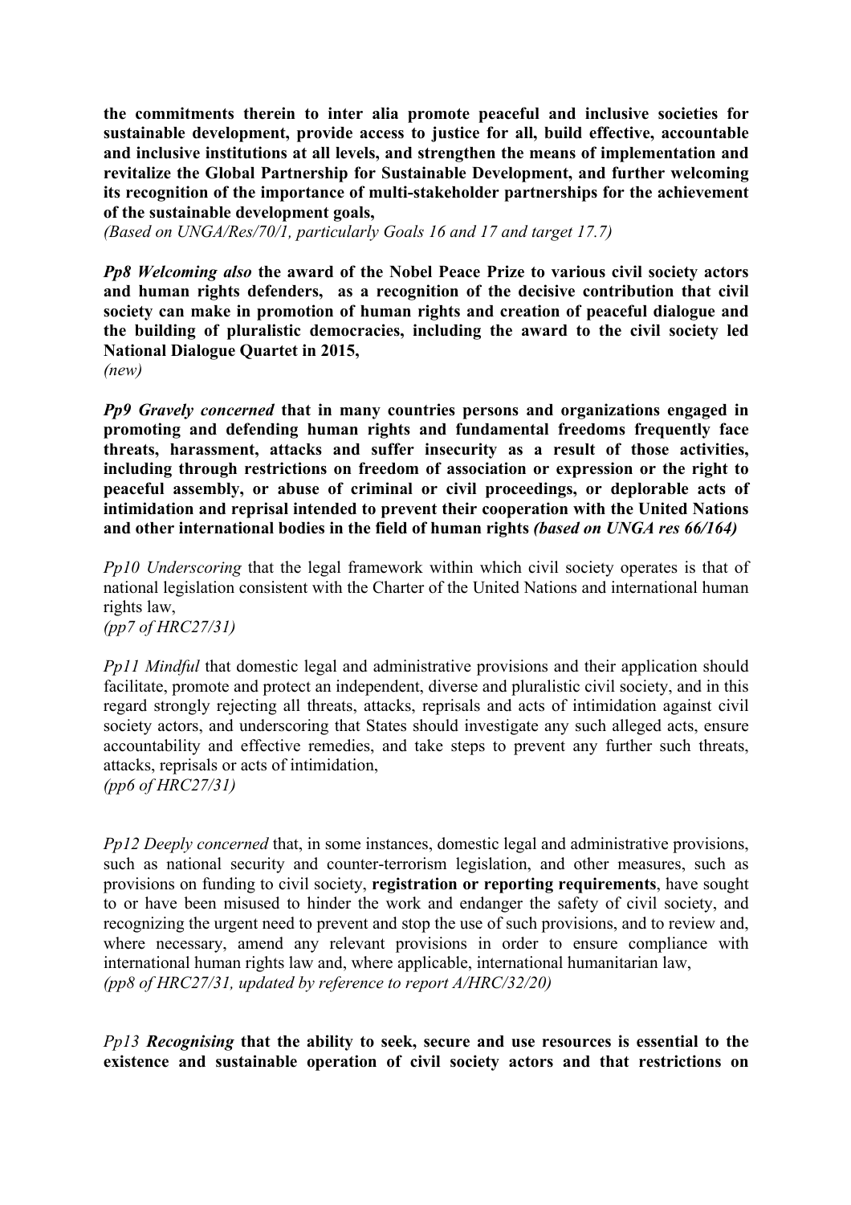**the commitments therein to inter alia promote peaceful and inclusive societies for sustainable development, provide access to justice for all, build effective, accountable and inclusive institutions at all levels, and strengthen the means of implementation and revitalize the Global Partnership for Sustainable Development, and further welcoming its recognition of the importance of multi-stakeholder partnerships for the achievement of the sustainable development goals,**
*(Based on UNGA/Res/70/1, particularly Goals 16 and 17 and target 17.7)*

***Pp8 Welcoming also*** **the award of the Nobel Peace Prize to various civil society actors and human rights defenders, as a recognition of the decisive contribution that civil society can make in promotion of human rights and creation of peaceful dialogue and the building of pluralistic democracies, including the award to the civil society led National Dialogue Quartet in 2015,**
*(new)*

***Pp9 Gravely concerned*** **that in many countries persons and organizations engaged in promoting and defending human rights and fundamental freedoms frequently face threats, harassment, attacks and suffer insecurity as a result of those activities, including through restrictions on freedom of association or expression or the right to peaceful assembly, or abuse of criminal or civil proceedings, or deplorable acts of intimidation and reprisal intended to prevent their cooperation with the United Nations and other international bodies in the field of human rights** ***(based on UNGA res 66/164)***

*Pp10 Underscoring* that the legal framework within which civil society operates is that of national legislation consistent with the Charter of the United Nations and international human rights law,
*(pp7 of HRC27/31)*

*Pp11 Mindful* that domestic legal and administrative provisions and their application should facilitate, promote and protect an independent, diverse and pluralistic civil society, and in this regard strongly rejecting all threats, attacks, reprisals and acts of intimidation against civil society actors, and underscoring that States should investigate any such alleged acts, ensure accountability and effective remedies, and take steps to prevent any further such threats, attacks, reprisals or acts of intimidation,
*(pp6 of HRC27/31)*

*Pp12 Deeply concerned* that, in some instances, domestic legal and administrative provisions, such as national security and counter-terrorism legislation, and other measures, such as provisions on funding to civil society, **registration or reporting requirements**, have sought to or have been misused to hinder the work and endanger the safety of civil society, and recognizing the urgent need to prevent and stop the use of such provisions, and to review and, where necessary, amend any relevant provisions in order to ensure compliance with international human rights law and, where applicable, international humanitarian law,
*(pp8 of HRC27/31, updated by reference to report A/HRC/32/20)*

*Pp13* ***Recognising*** **that the ability to seek, secure and use resources is essential to the existence and sustainable operation of civil society actors and that restrictions on**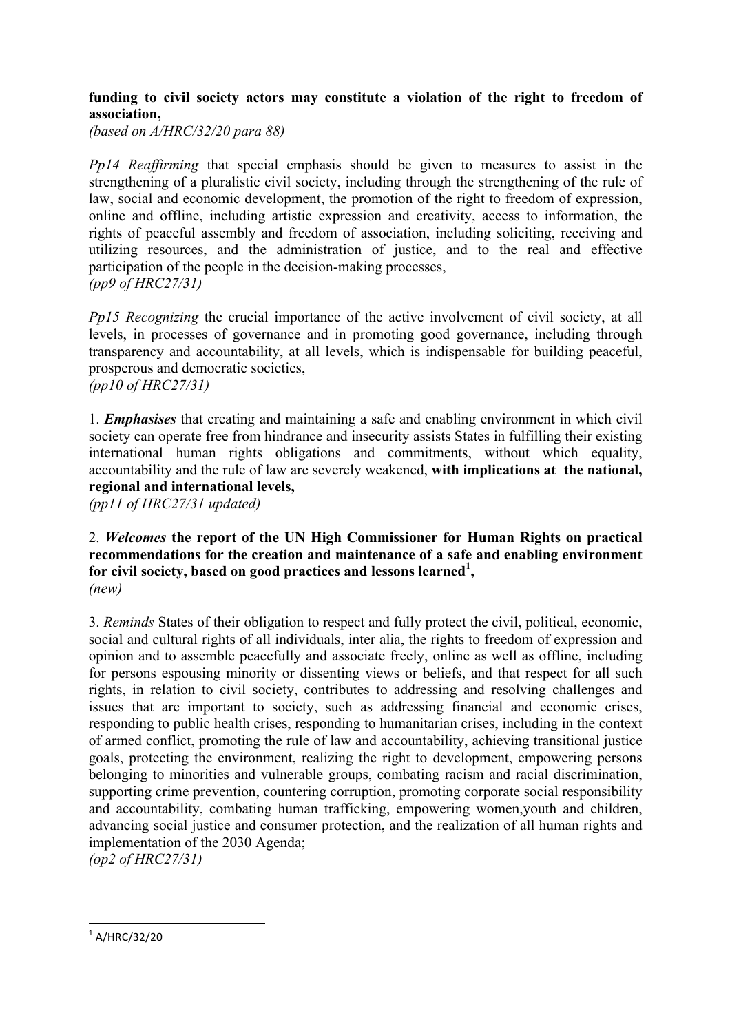**funding to civil society actors may constitute a violation of the right to freedom of association,**
*(based on A/HRC/32/20 para 88)*

*Pp14 Reaffirming* that special emphasis should be given to measures to assist in the strengthening of a pluralistic civil society, including through the strengthening of the rule of law, social and economic development, the promotion of the right to freedom of expression, online and offline, including artistic expression and creativity, access to information, the rights of peaceful assembly and freedom of association, including soliciting, receiving and utilizing resources, and the administration of justice, and to the real and effective participation of the people in the decision-making processes,
*(pp9 of HRC27/31)*

*Pp15 Recognizing* the crucial importance of the active involvement of civil society, at all levels, in processes of governance and in promoting good governance, including through transparency and accountability, at all levels, which is indispensable for building peaceful, prosperous and democratic societies,
*(pp10 of HRC27/31)*

1. ***Emphasises*** that creating and maintaining a safe and enabling environment in which civil society can operate free from hindrance and insecurity assists States in fulfilling their existing international human rights obligations and commitments, without which equality, accountability and the rule of law are severely weakened, **with implications at the national, regional and international levels,**
*(pp11 of HRC27/31 updated)*

2. ***Welcomes*** **the report of the UN High Commissioner for Human Rights on practical recommendations for the creation and maintenance of a safe and enabling environment for civil society, based on good practices and lessons learned**[1]**,**
*(new)*

3. *Reminds* States of their obligation to respect and fully protect the civil, political, economic, social and cultural rights of all individuals, inter alia, the rights to freedom of expression and opinion and to assemble peacefully and associate freely, online as well as offline, including for persons espousing minority or dissenting views or beliefs, and that respect for all such rights, in relation to civil society, contributes to addressing and resolving challenges and issues that are important to society, such as addressing financial and economic crises, responding to public health crises, responding to humanitarian crises, including in the context of armed conflict, promoting the rule of law and accountability, achieving transitional justice goals, protecting the environment, realizing the right to development, empowering persons belonging to minorities and vulnerable groups, combating racism and racial discrimination, supporting crime prevention, countering corruption, promoting corporate social responsibility and accountability, combating human trafficking, empowering women,youth and children, advancing social justice and consumer protection, and the realization of all human rights and implementation of the 2030 Agenda;
*(op2 of HRC27/31)*

---

[1] A/HRC/32/20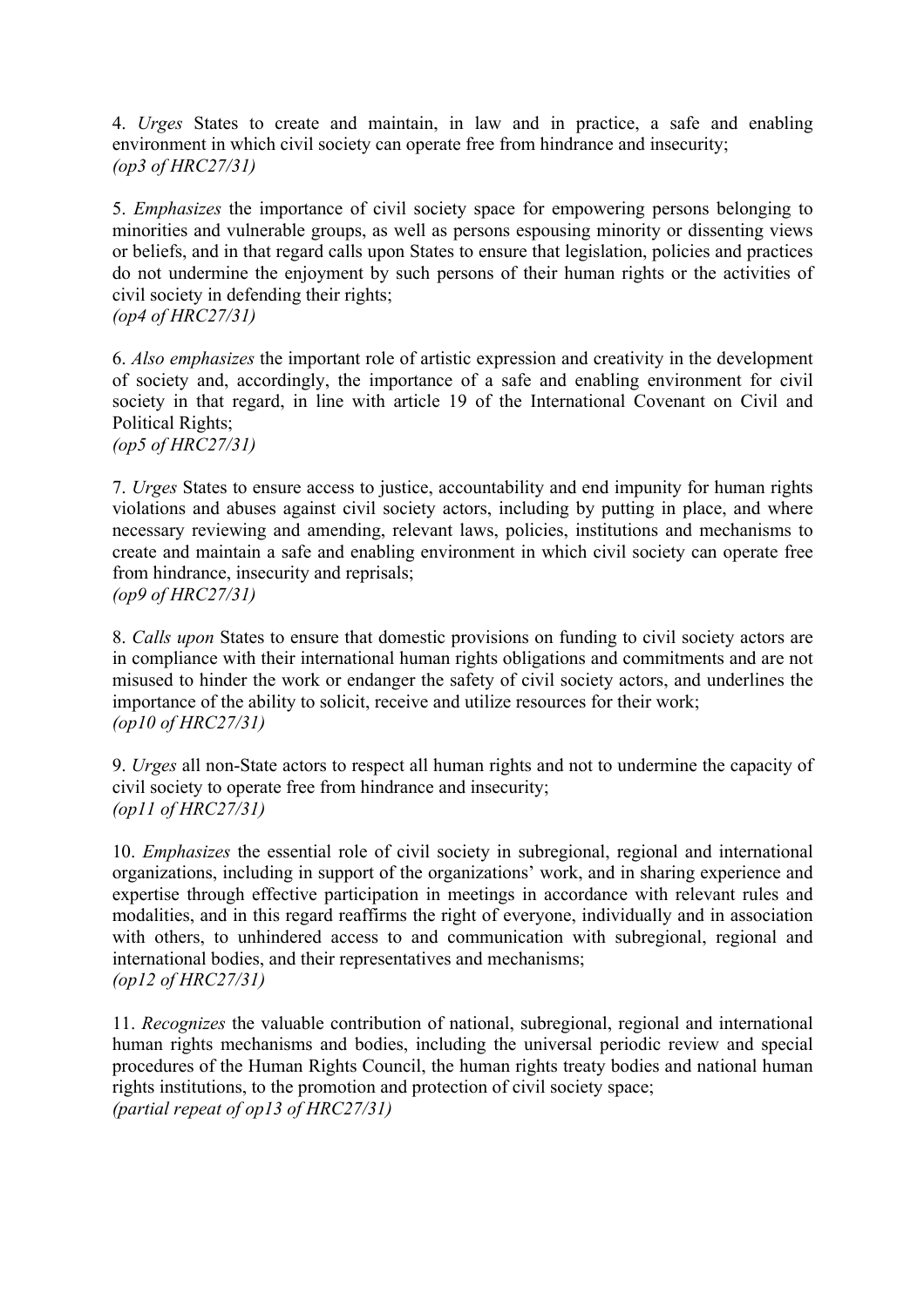4. *Urges* States to create and maintain, in law and in practice, a safe and enabling environment in which civil society can operate free from hindrance and insecurity;
*(op3 of HRC27/31)*

5. *Emphasizes* the importance of civil society space for empowering persons belonging to minorities and vulnerable groups, as well as persons espousing minority or dissenting views or beliefs, and in that regard calls upon States to ensure that legislation, policies and practices do not undermine the enjoyment by such persons of their human rights or the activities of civil society in defending their rights;
*(op4 of HRC27/31)*

6. *Also emphasizes* the important role of artistic expression and creativity in the development of society and, accordingly, the importance of a safe and enabling environment for civil society in that regard, in line with article 19 of the International Covenant on Civil and Political Rights;
*(op5 of HRC27/31)*

7. *Urges* States to ensure access to justice, accountability and end impunity for human rights violations and abuses against civil society actors, including by putting in place, and where necessary reviewing and amending, relevant laws, policies, institutions and mechanisms to create and maintain a safe and enabling environment in which civil society can operate free from hindrance, insecurity and reprisals;
*(op9 of HRC27/31)*

8. *Calls upon* States to ensure that domestic provisions on funding to civil society actors are in compliance with their international human rights obligations and commitments and are not misused to hinder the work or endanger the safety of civil society actors, and underlines the importance of the ability to solicit, receive and utilize resources for their work;
*(op10 of HRC27/31)*

9. *Urges* all non-State actors to respect all human rights and not to undermine the capacity of civil society to operate free from hindrance and insecurity;
*(op11 of HRC27/31)*

10. *Emphasizes* the essential role of civil society in subregional, regional and international organizations, including in support of the organizations' work, and in sharing experience and expertise through effective participation in meetings in accordance with relevant rules and modalities, and in this regard reaffirms the right of everyone, individually and in association with others, to unhindered access to and communication with subregional, regional and international bodies, and their representatives and mechanisms;
*(op12 of HRC27/31)*

11. *Recognizes* the valuable contribution of national, subregional, regional and international human rights mechanisms and bodies, including the universal periodic review and special procedures of the Human Rights Council, the human rights treaty bodies and national human rights institutions, to the promotion and protection of civil society space;
*(partial repeat of op13 of HRC27/31)*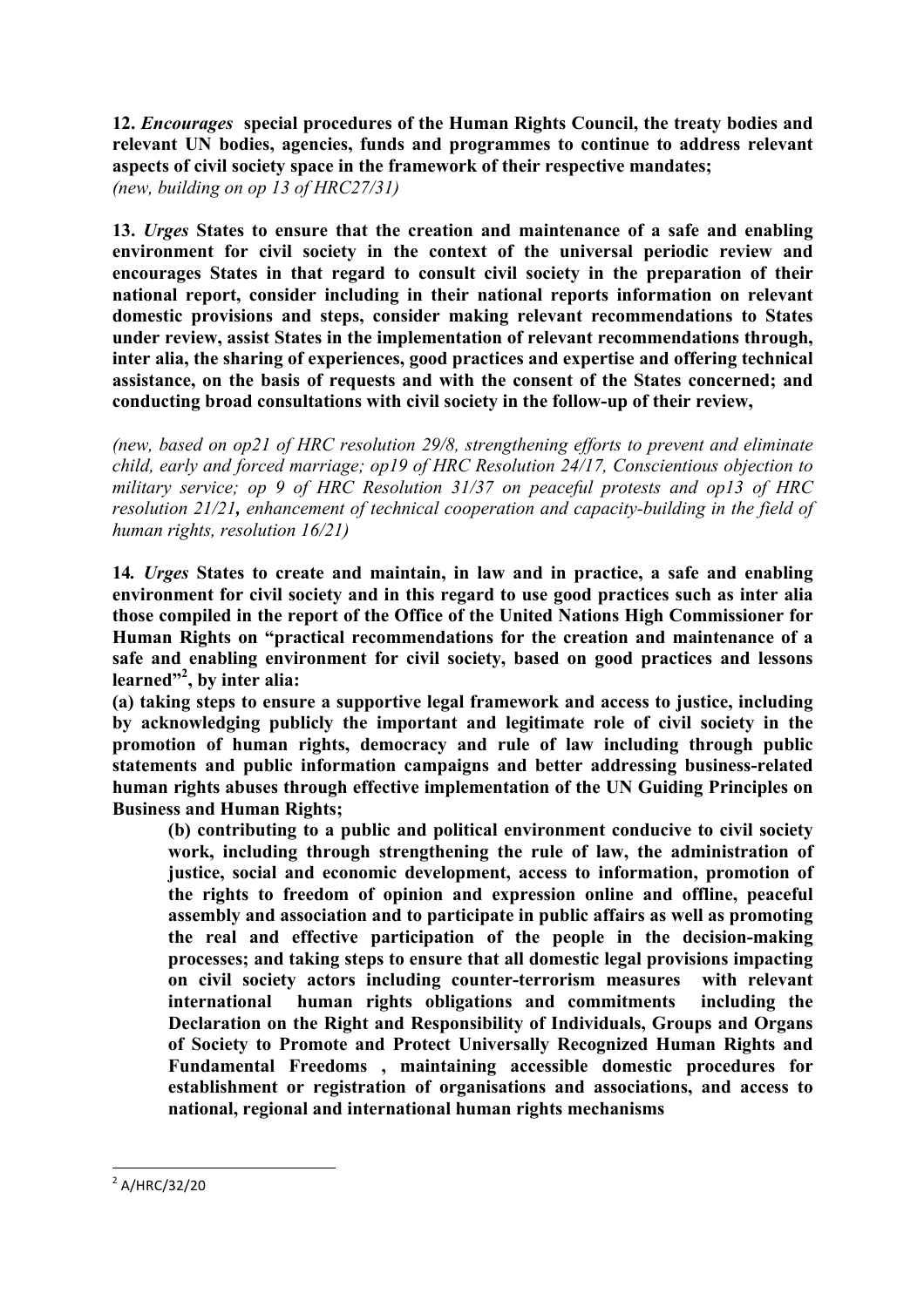**12.** ***Encourages*** **special procedures of the Human Rights Council, the treaty bodies and relevant UN bodies, agencies, funds and programmes to continue to address relevant aspects of civil society space in the framework of their respective mandates;**
*(new, building on op 13 of HRC27/31)*

**13.** ***Urges*** **States to ensure that the creation and maintenance of a safe and enabling environment for civil society in the context of the universal periodic review and encourages States in that regard to consult civil society in the preparation of their national report, consider including in their national reports information on relevant domestic provisions and steps, consider making relevant recommendations to States under review, assist States in the implementation of relevant recommendations through, inter alia, the sharing of experiences, good practices and expertise and offering technical assistance, on the basis of requests and with the consent of the States concerned; and conducting broad consultations with civil society in the follow-up of their review,**

*(new, based on op21 of HRC resolution 29/8, strengthening efforts to prevent and eliminate child, early and forced marriage; op19 of HRC Resolution 24/17, Conscientious objection to military service; op 9 of HRC Resolution 31/37 on peaceful protests and op13 of HRC resolution 21/21, enhancement of technical cooperation and capacity-building in the field of human rights, resolution 16/21)*

**14.** ***Urges*** **States to create and maintain, in law and in practice, a safe and enabling environment for civil society and in this regard to use good practices such as inter alia those compiled in the report of the Office of the United Nations High Commissioner for Human Rights on "practical recommendations for the creation and maintenance of a safe and enabling environment for civil society, based on good practices and lessons learned"[2], by inter alia:**

**(a) taking steps to ensure a supportive legal framework and access to justice, including by acknowledging publicly the important and legitimate role of civil society in the promotion of human rights, democracy and rule of law including through public statements and public information campaigns and better addressing business-related human rights abuses through effective implementation of the UN Guiding Principles on Business and Human Rights;**

**(b) contributing to a public and political environment conducive to civil society work, including through strengthening the rule of law, the administration of justice, social and economic development, access to information, promotion of the rights to freedom of opinion and expression online and offline, peaceful assembly and association and to participate in public affairs as well as promoting the real and effective participation of the people in the decision-making processes; and taking steps to ensure that all domestic legal provisions impacting on civil society actors including counter-terrorism measures with relevant international human rights obligations and commitments including the Declaration on the Right and Responsibility of Individuals, Groups and Organs of Society to Promote and Protect Universally Recognized Human Rights and Fundamental Freedoms , maintaining accessible domestic procedures for establishment or registration of organisations and associations, and access to national, regional and international human rights mechanisms**

---

[2] A/HRC/32/20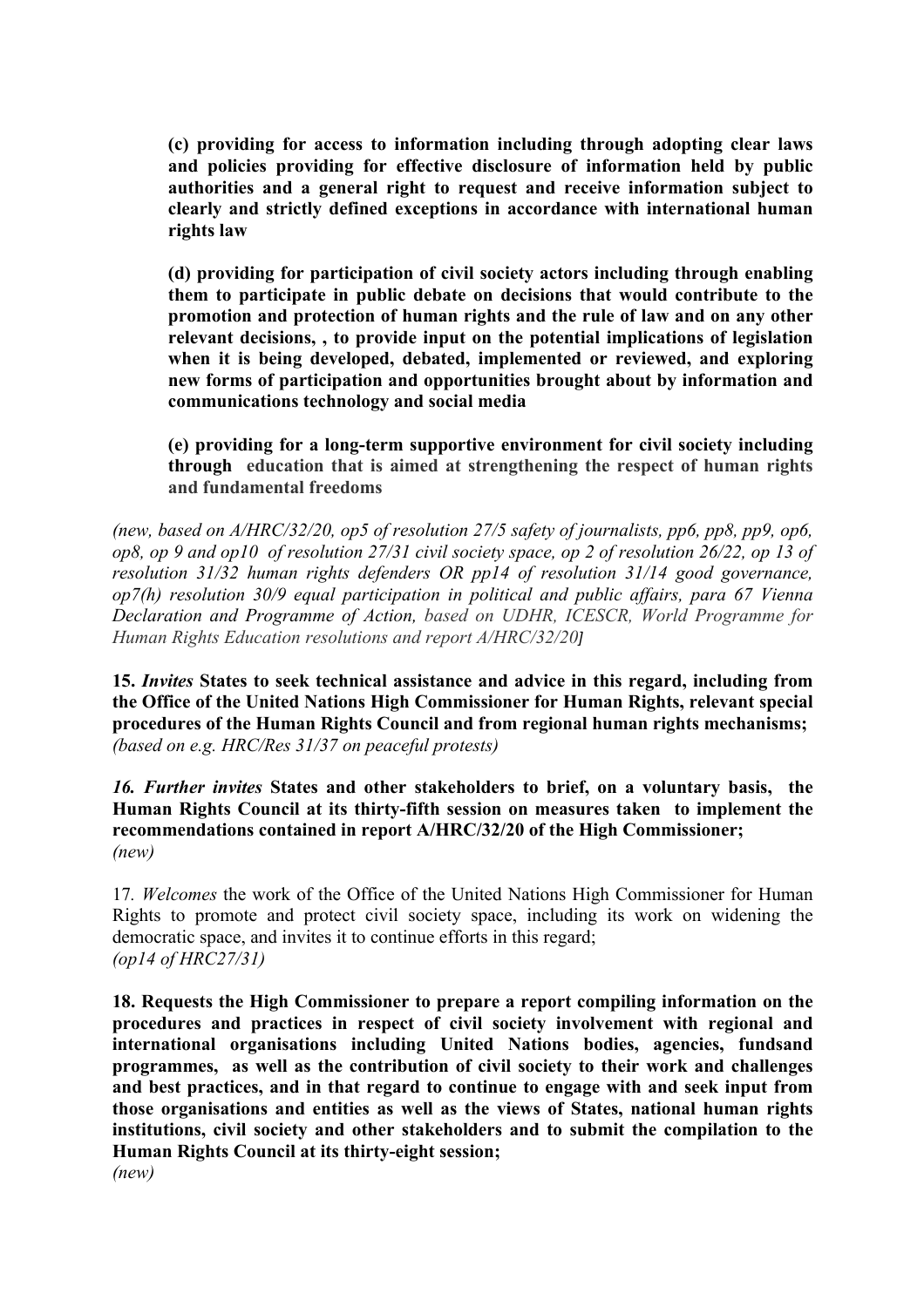**(c) providing for access to information including through adopting clear laws and policies providing for effective disclosure of information held by public authorities and a general right to request and receive information subject to clearly and strictly defined exceptions in accordance with international human rights law**

**(d) providing for participation of civil society actors including through enabling them to participate in public debate on decisions that would contribute to the promotion and protection of human rights and the rule of law and on any other relevant decisions, , to provide input on the potential implications of legislation when it is being developed, debated, implemented or reviewed, and exploring new forms of participation and opportunities brought about by information and communications technology and social media**

**(e) providing for a long-term supportive environment for civil society including through education that is aimed at strengthening the respect of human rights and fundamental freedoms**

*(new, based on A/HRC/32/20, op5 of resolution 27/5 safety of journalists, pp6, pp8, pp9, op6, op8, op 9 and op10 of resolution 27/31 civil society space, op 2 of resolution 26/22, op 13 of resolution 31/32 human rights defenders OR pp14 of resolution 31/14 good governance, op7(h) resolution 30/9 equal participation in political and public affairs, para 67 Vienna Declaration and Programme of Action, based on UDHR, ICESCR, World Programme for Human Rights Education resolutions and report A/HRC/32/20]*

**15. *Invites* States to seek technical assistance and advice in this regard, including from the Office of the United Nations High Commissioner for Human Rights, relevant special procedures of the Human Rights Council and from regional human rights mechanisms;**
*(based on e.g. HRC/Res 31/37 on peaceful protests)*

***16. Further invites* States and other stakeholders to brief, on a voluntary basis, the Human Rights Council at its thirty-fifth session on measures taken to implement the recommendations contained in report A/HRC/32/20 of the High Commissioner;**
*(new)*

17. *Welcomes* the work of the Office of the United Nations High Commissioner for Human Rights to promote and protect civil society space, including its work on widening the democratic space, and invites it to continue efforts in this regard;
*(op14 of HRC27/31)*

**18. Requests the High Commissioner to prepare a report compiling information on the procedures and practices in respect of civil society involvement with regional and international organisations including United Nations bodies, agencies, fundsand programmes, as well as the contribution of civil society to their work and challenges and best practices, and in that regard to continue to engage with and seek input from those organisations and entities as well as the views of States, national human rights institutions, civil society and other stakeholders and to submit the compilation to the Human Rights Council at its thirty-eight session;**
*(new)*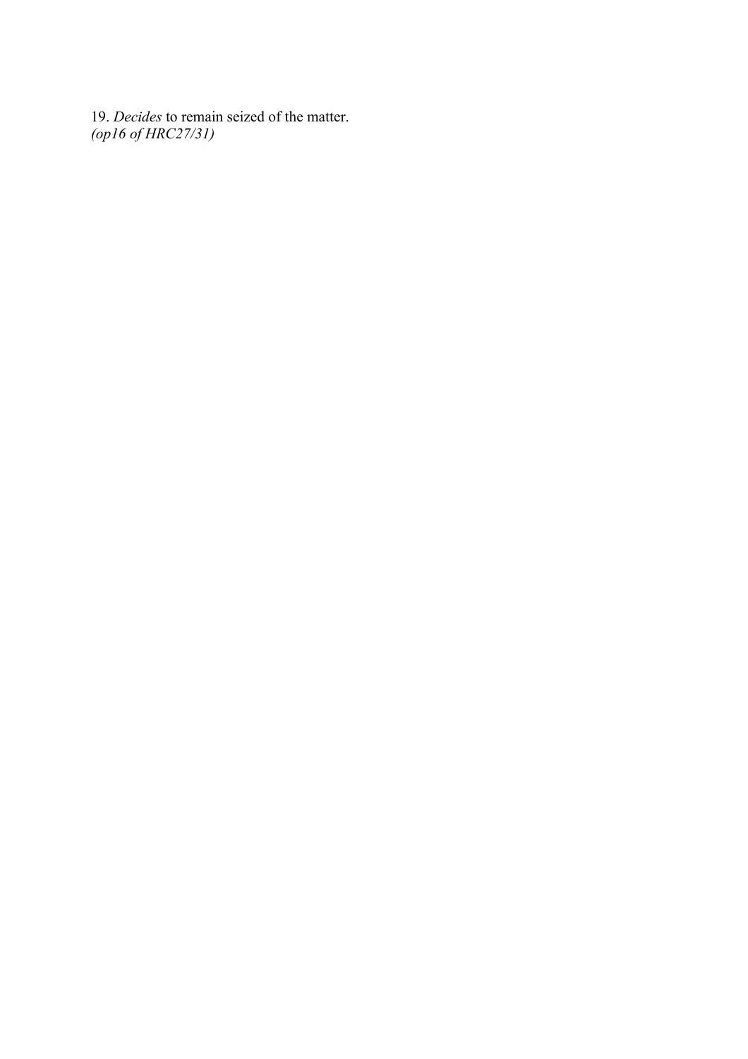19. *Decides* to remain seized of the matter.
*(op16 of HRC27/31)*